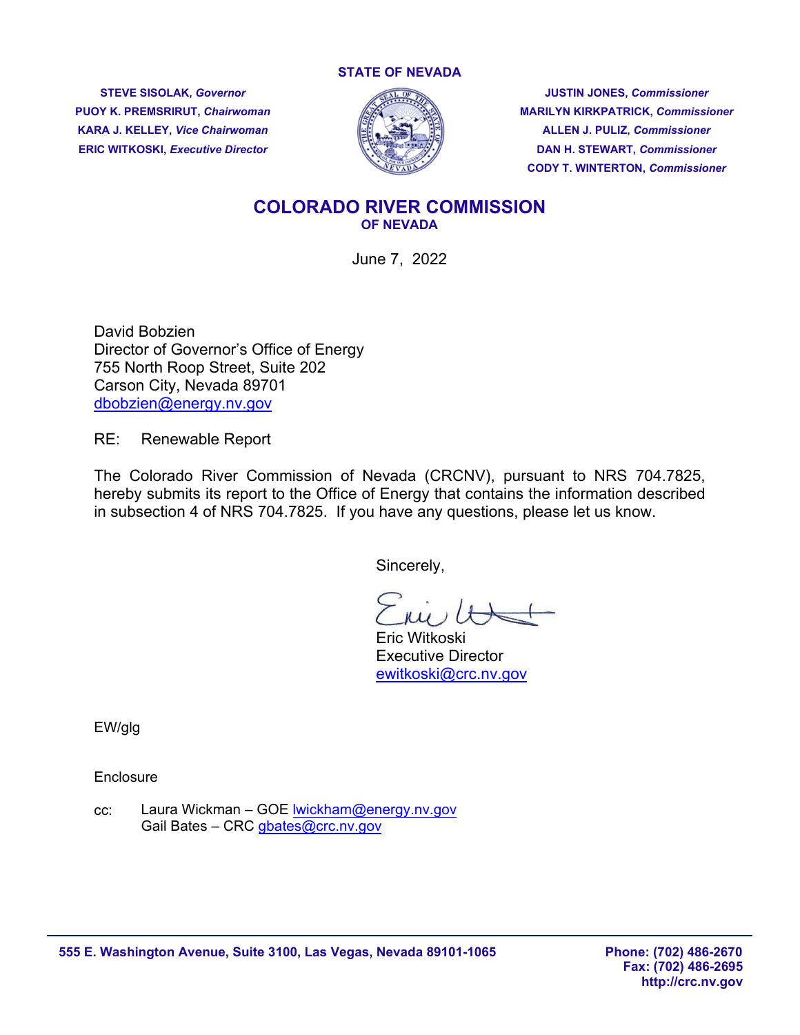**STATE OF NEVADA**

**STEVE SISOLAK,** ***Governor***
**PUOY K. PREMSRIRUT,** ***Chairwoman***
**KARA J. KELLEY,** ***Vice Chairwoman***
**ERIC WITKOSKI,** ***Executive Director***

**JUSTIN JONES,** ***Commissioner***
**MARILYN KIRKPATRICK,** ***Commissioner***
**ALLEN J. PULIZ,** ***Commissioner***
**DAN H. STEWART,** ***Commissioner***
**CODY T. WINTERTON,** ***Commissioner***

# COLORADO RIVER COMMISSION
## OF NEVADA

June 7, 2022

David Bobzien
Director of Governor's Office of Energy
755 North Roop Street, Suite 202
Carson City, Nevada 89701
dbobzien@energy.nv.gov

RE: Renewable Report

The Colorado River Commission of Nevada (CRCNV), pursuant to NRS 704.7825, hereby submits its report to the Office of Energy that contains the information described in subsection 4 of NRS 704.7825. If you have any questions, please let us know.

Sincerely,

Eric Witkoski
Executive Director
ewitkoski@crc.nv.gov

EW/glg

Enclosure

cc: Laura Wickman – GOE lwickham@energy.nv.gov
Gail Bates – CRC gbates@crc.nv.gov

**555 E. Washington Avenue, Suite 3100, Las Vegas, Nevada 89101-1065**

**Phone: (702) 486-2670**
**Fax: (702) 486-2695**
**http://crc.nv.gov**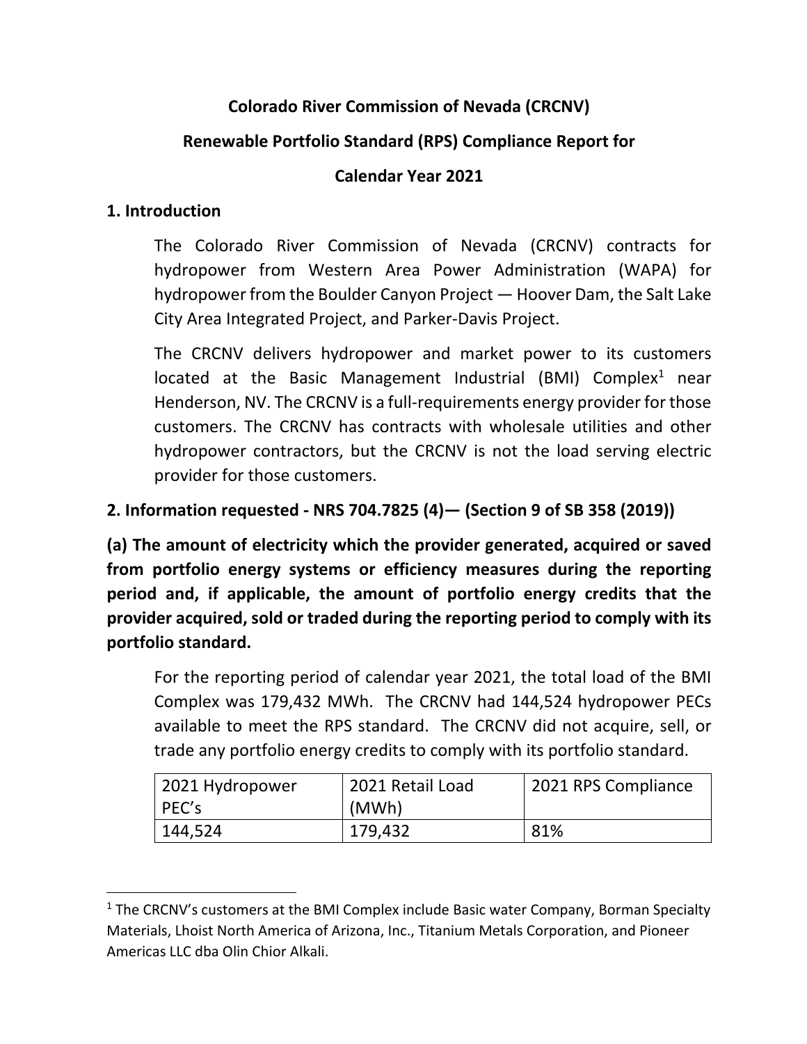**Colorado River Commission of Nevada (CRCNV)**

**Renewable Portfolio Standard (RPS) Compliance Report for**

**Calendar Year 2021**

## 1. Introduction

The Colorado River Commission of Nevada (CRCNV) contracts for hydropower from Western Area Power Administration (WAPA) for hydropower from the Boulder Canyon Project — Hoover Dam, the Salt Lake City Area Integrated Project, and Parker-Davis Project.

The CRCNV delivers hydropower and market power to its customers located at the Basic Management Industrial (BMI) Complex[1] near Henderson, NV. The CRCNV is a full-requirements energy provider for those customers. The CRCNV has contracts with wholesale utilities and other hydropower contractors, but the CRCNV is not the load serving electric provider for those customers.

## 2. Information requested - NRS 704.7825 (4)— (Section 9 of SB 358 (2019))

**(a) The amount of electricity which the provider generated, acquired or saved from portfolio energy systems or efficiency measures during the reporting period and, if applicable, the amount of portfolio energy credits that the provider acquired, sold or traded during the reporting period to comply with its portfolio standard.**

For the reporting period of calendar year 2021, the total load of the BMI Complex was 179,432 MWh. The CRCNV had 144,524 hydropower PECs available to meet the RPS standard. The CRCNV did not acquire, sell, or trade any portfolio energy credits to comply with its portfolio standard.

| 2021 Hydropower PEC's | 2021 Retail Load (MWh) | 2021 RPS Compliance |
|---|---|---|
| 144,524 | 179,432 | 81% |

[1] The CRCNV's customers at the BMI Complex include Basic water Company, Borman Specialty Materials, Lhoist North America of Arizona, Inc., Titanium Metals Corporation, and Pioneer Americas LLC dba Olin Chior Alkali.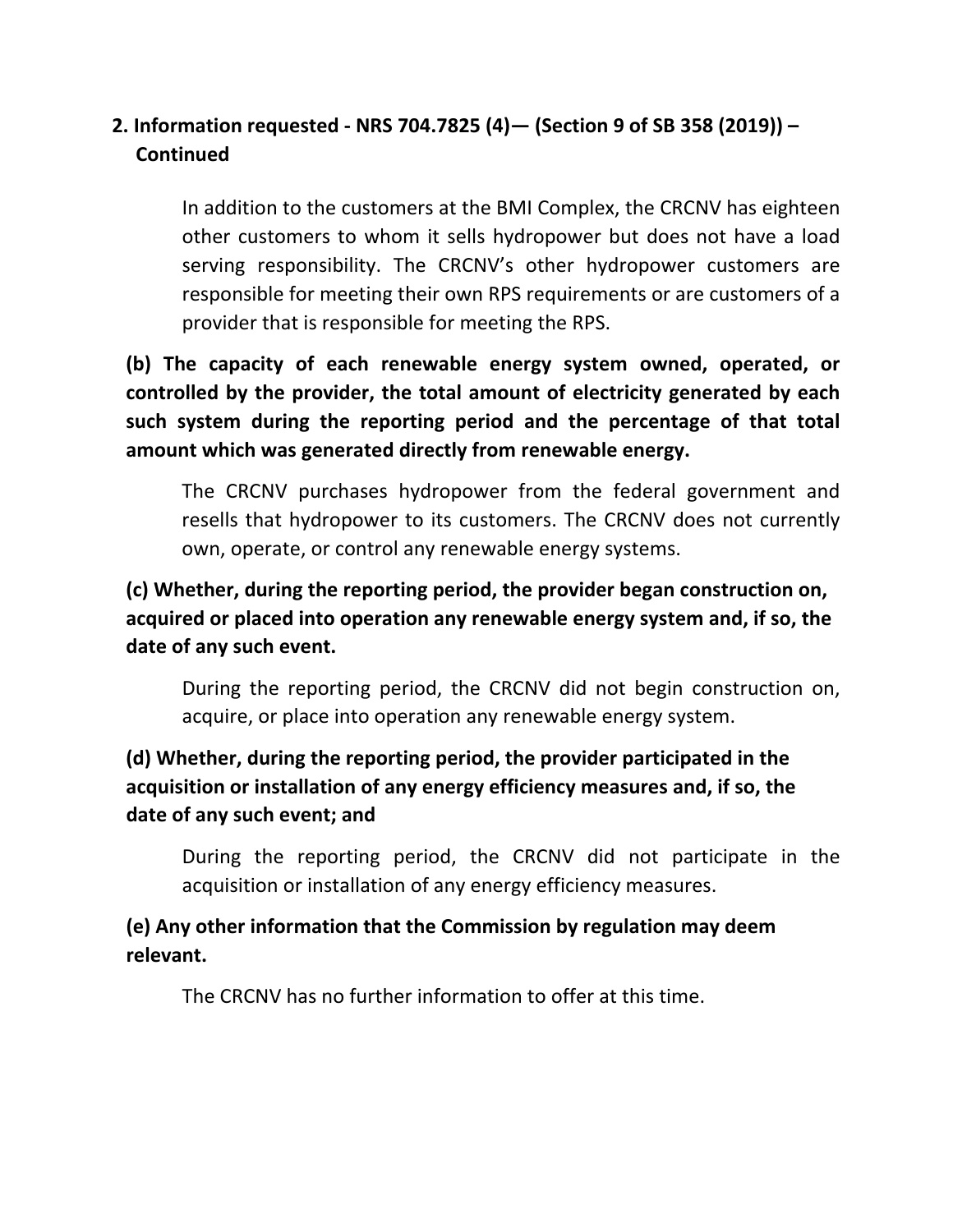## 2. Information requested - NRS 704.7825 (4)— (Section 9 of SB 358 (2019)) – Continued

In addition to the customers at the BMI Complex, the CRCNV has eighteen other customers to whom it sells hydropower but does not have a load serving responsibility. The CRCNV's other hydropower customers are responsible for meeting their own RPS requirements or are customers of a provider that is responsible for meeting the RPS.

**(b) The capacity of each renewable energy system owned, operated, or controlled by the provider, the total amount of electricity generated by each such system during the reporting period and the percentage of that total amount which was generated directly from renewable energy.**

The CRCNV purchases hydropower from the federal government and resells that hydropower to its customers. The CRCNV does not currently own, operate, or control any renewable energy systems.

**(c) Whether, during the reporting period, the provider began construction on, acquired or placed into operation any renewable energy system and, if so, the date of any such event.**

During the reporting period, the CRCNV did not begin construction on, acquire, or place into operation any renewable energy system.

**(d) Whether, during the reporting period, the provider participated in the acquisition or installation of any energy efficiency measures and, if so, the date of any such event; and**

During the reporting period, the CRCNV did not participate in the acquisition or installation of any energy efficiency measures.

**(e) Any other information that the Commission by regulation may deem relevant.**

The CRCNV has no further information to offer at this time.